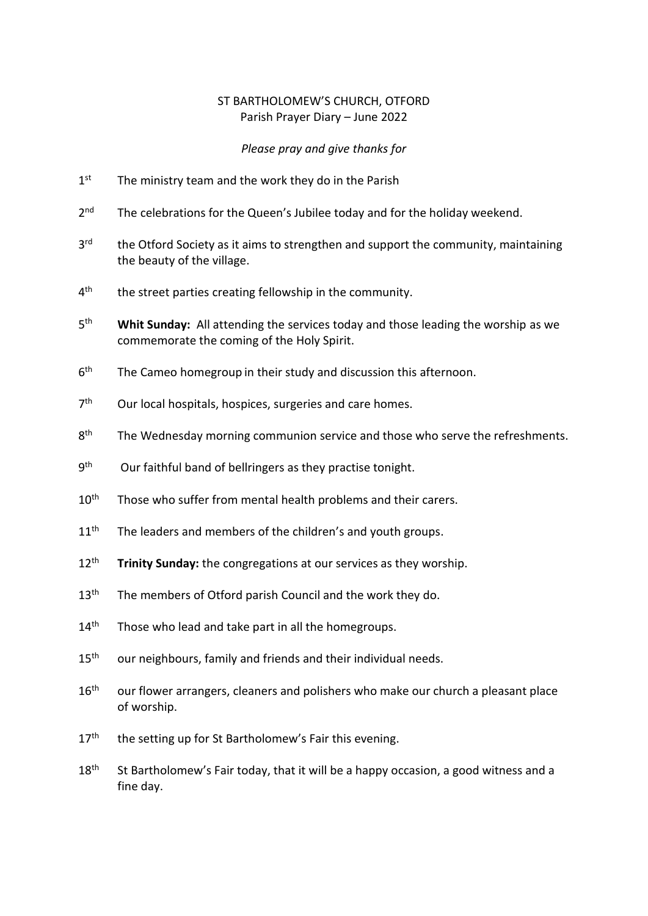ST BARTHOLOMEW'S CHURCH, OTFORD
Parish Prayer Diary – June 2022

*Please pray and give thanks for*

1st The ministry team and the work they do in the Parish

2nd The celebrations for the Queen's Jubilee today and for the holiday weekend.

3rd the Otford Society as it aims to strengthen and support the community, maintaining the beauty of the village.

4th the street parties creating fellowship in the community.

5th **Whit Sunday:** All attending the services today and those leading the worship as we commemorate the coming of the Holy Spirit.

6th The Cameo homegroup in their study and discussion this afternoon.

7th Our local hospitals, hospices, surgeries and care homes.

8th The Wednesday morning communion service and those who serve the refreshments.

9th Our faithful band of bellringers as they practise tonight.

10th Those who suffer from mental health problems and their carers.

11th The leaders and members of the children's and youth groups.

12th **Trinity Sunday:** the congregations at our services as they worship.

13th The members of Otford parish Council and the work they do.

14th Those who lead and take part in all the homegroups.

15th our neighbours, family and friends and their individual needs.

16th our flower arrangers, cleaners and polishers who make our church a pleasant place of worship.

17th the setting up for St Bartholomew's Fair this evening.

18th St Bartholomew's Fair today, that it will be a happy occasion, a good witness and a fine day.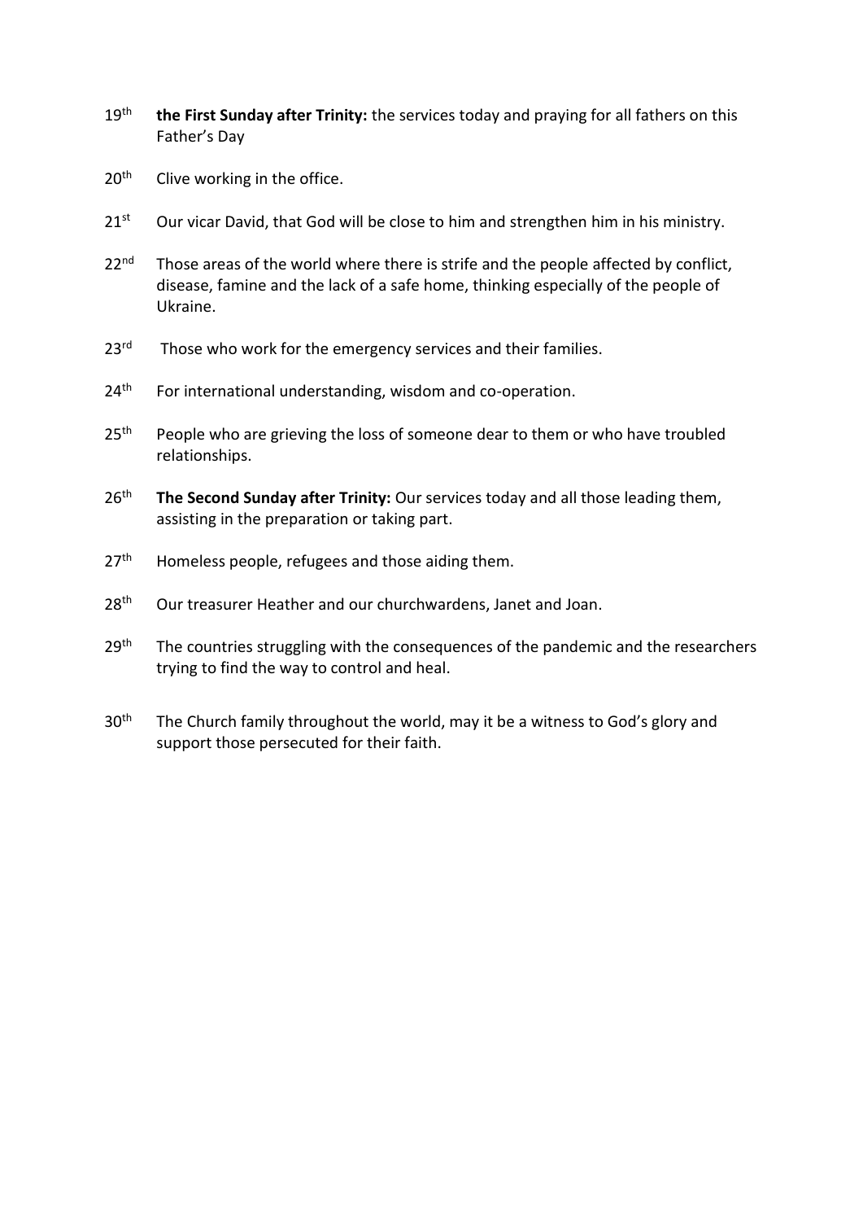19th **the First Sunday after Trinity:** the services today and praying for all fathers on this Father's Day

20th Clive working in the office.

21st Our vicar David, that God will be close to him and strengthen him in his ministry.

22nd Those areas of the world where there is strife and the people affected by conflict, disease, famine and the lack of a safe home, thinking especially of the people of Ukraine.

23rd Those who work for the emergency services and their families.

24th For international understanding, wisdom and co-operation.

25th People who are grieving the loss of someone dear to them or who have troubled relationships.

26th **The Second Sunday after Trinity:** Our services today and all those leading them, assisting in the preparation or taking part.

27th Homeless people, refugees and those aiding them.

28th Our treasurer Heather and our churchwardens, Janet and Joan.

29th The countries struggling with the consequences of the pandemic and the researchers trying to find the way to control and heal.

30th The Church family throughout the world, may it be a witness to God's glory and support those persecuted for their faith.